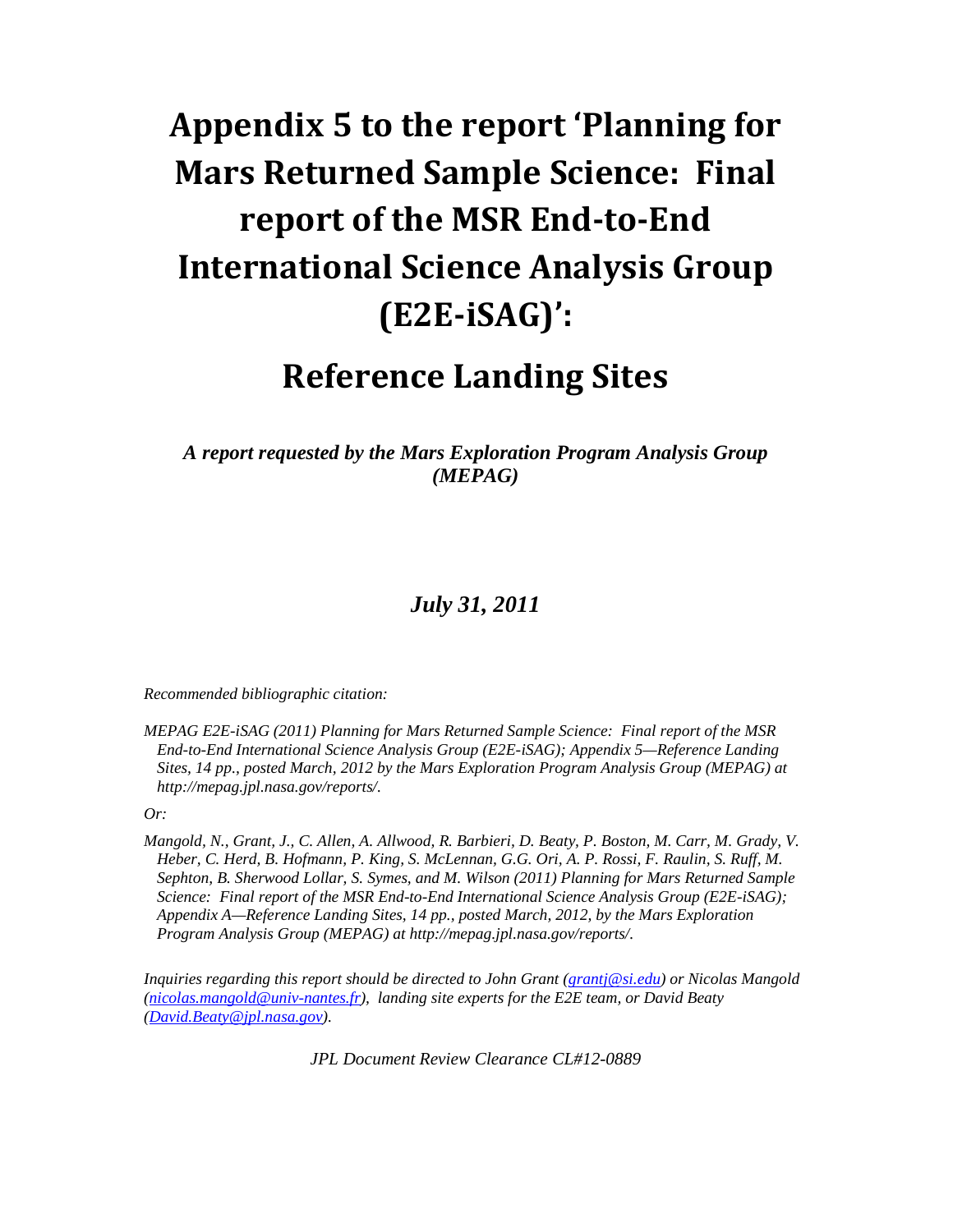# Appendix 5 to the report 'Planning for Mars Returned Sample Science: Final report of the MSR End-to-End International Science Analysis Group (E2E-iSAG)':

## Reference Landing Sites

***A report requested by the Mars Exploration Program Analysis Group (MEPAG)***

***July 31, 2011***

*Recommended bibliographic citation:*

*MEPAG E2E-iSAG (2011) Planning for Mars Returned Sample Science: Final report of the MSR End-to-End International Science Analysis Group (E2E-iSAG); Appendix 5—Reference Landing Sites, 14 pp., posted March, 2012 by the Mars Exploration Program Analysis Group (MEPAG) at http://mepag.jpl.nasa.gov/reports/.*

*Or:*

*Mangold, N., Grant, J., C. Allen, A. Allwood, R. Barbieri, D. Beaty, P. Boston, M. Carr, M. Grady, V. Heber, C. Herd, B. Hofmann, P. King, S. McLennan, G.G. Ori, A. P. Rossi, F. Raulin, S. Ruff, M. Sephton, B. Sherwood Lollar, S. Symes, and M. Wilson (2011) Planning for Mars Returned Sample Science: Final report of the MSR End-to-End International Science Analysis Group (E2E-iSAG); Appendix A—Reference Landing Sites, 14 pp., posted March, 2012, by the Mars Exploration Program Analysis Group (MEPAG) at http://mepag.jpl.nasa.gov/reports/.*

*Inquiries regarding this report should be directed to John Grant (grantj@si.edu) or Nicolas Mangold (nicolas.mangold@univ-nantes.fr), landing site experts for the E2E team, or David Beaty (David.Beaty@jpl.nasa.gov).*

*JPL Document Review Clearance CL#12-0889*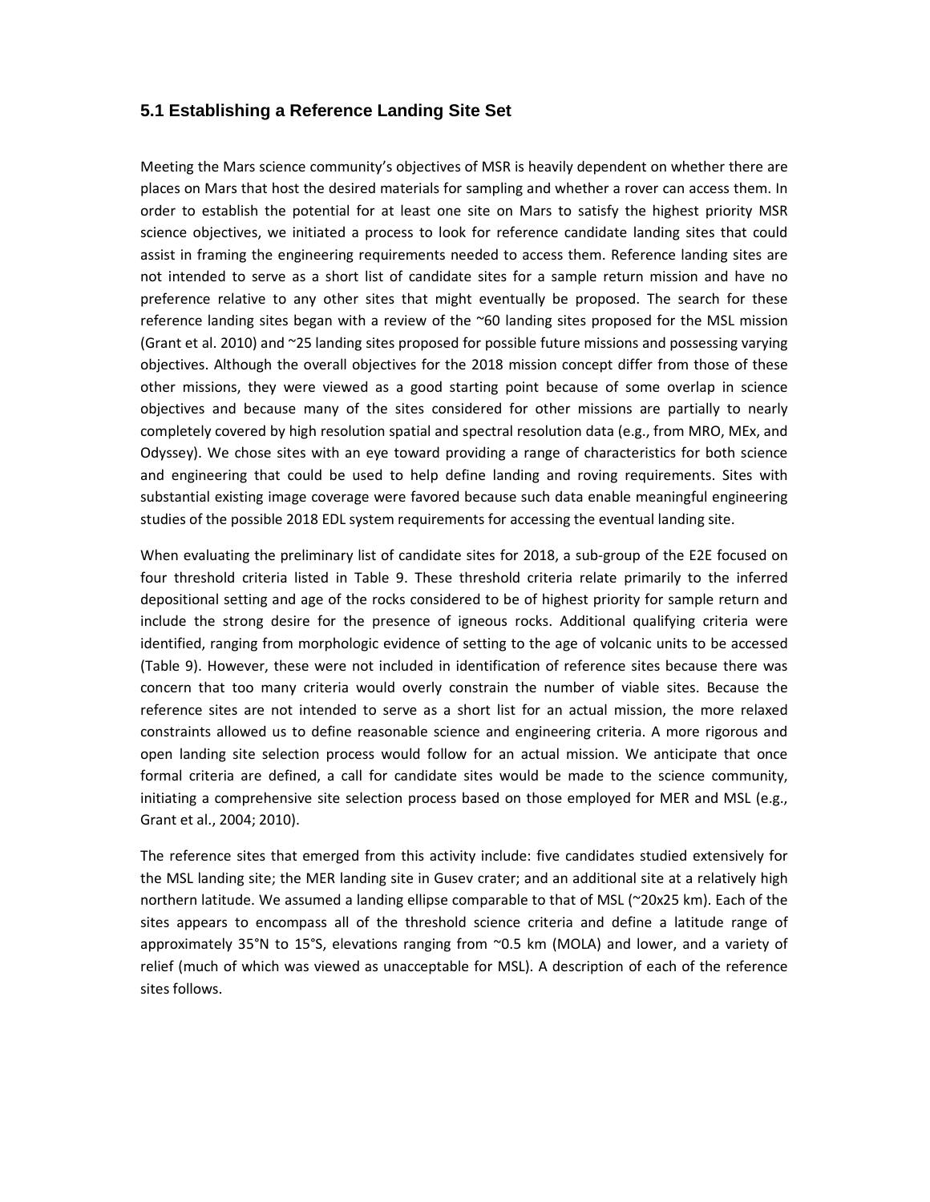## 5.1 Establishing a Reference Landing Site Set

Meeting the Mars science community's objectives of MSR is heavily dependent on whether there are places on Mars that host the desired materials for sampling and whether a rover can access them. In order to establish the potential for at least one site on Mars to satisfy the highest priority MSR science objectives, we initiated a process to look for reference candidate landing sites that could assist in framing the engineering requirements needed to access them. Reference landing sites are not intended to serve as a short list of candidate sites for a sample return mission and have no preference relative to any other sites that might eventually be proposed. The search for these reference landing sites began with a review of the ~60 landing sites proposed for the MSL mission (Grant et al. 2010) and ~25 landing sites proposed for possible future missions and possessing varying objectives. Although the overall objectives for the 2018 mission concept differ from those of these other missions, they were viewed as a good starting point because of some overlap in science objectives and because many of the sites considered for other missions are partially to nearly completely covered by high resolution spatial and spectral resolution data (e.g., from MRO, MEx, and Odyssey). We chose sites with an eye toward providing a range of characteristics for both science and engineering that could be used to help define landing and roving requirements. Sites with substantial existing image coverage were favored because such data enable meaningful engineering studies of the possible 2018 EDL system requirements for accessing the eventual landing site.

When evaluating the preliminary list of candidate sites for 2018, a sub-group of the E2E focused on four threshold criteria listed in Table 9. These threshold criteria relate primarily to the inferred depositional setting and age of the rocks considered to be of highest priority for sample return and include the strong desire for the presence of igneous rocks. Additional qualifying criteria were identified, ranging from morphologic evidence of setting to the age of volcanic units to be accessed (Table 9). However, these were not included in identification of reference sites because there was concern that too many criteria would overly constrain the number of viable sites. Because the reference sites are not intended to serve as a short list for an actual mission, the more relaxed constraints allowed us to define reasonable science and engineering criteria. A more rigorous and open landing site selection process would follow for an actual mission. We anticipate that once formal criteria are defined, a call for candidate sites would be made to the science community, initiating a comprehensive site selection process based on those employed for MER and MSL (e.g., Grant et al., 2004; 2010).

The reference sites that emerged from this activity include: five candidates studied extensively for the MSL landing site; the MER landing site in Gusev crater; and an additional site at a relatively high northern latitude. We assumed a landing ellipse comparable to that of MSL (~20x25 km). Each of the sites appears to encompass all of the threshold science criteria and define a latitude range of approximately 35°N to 15°S, elevations ranging from ~0.5 km (MOLA) and lower, and a variety of relief (much of which was viewed as unacceptable for MSL). A description of each of the reference sites follows.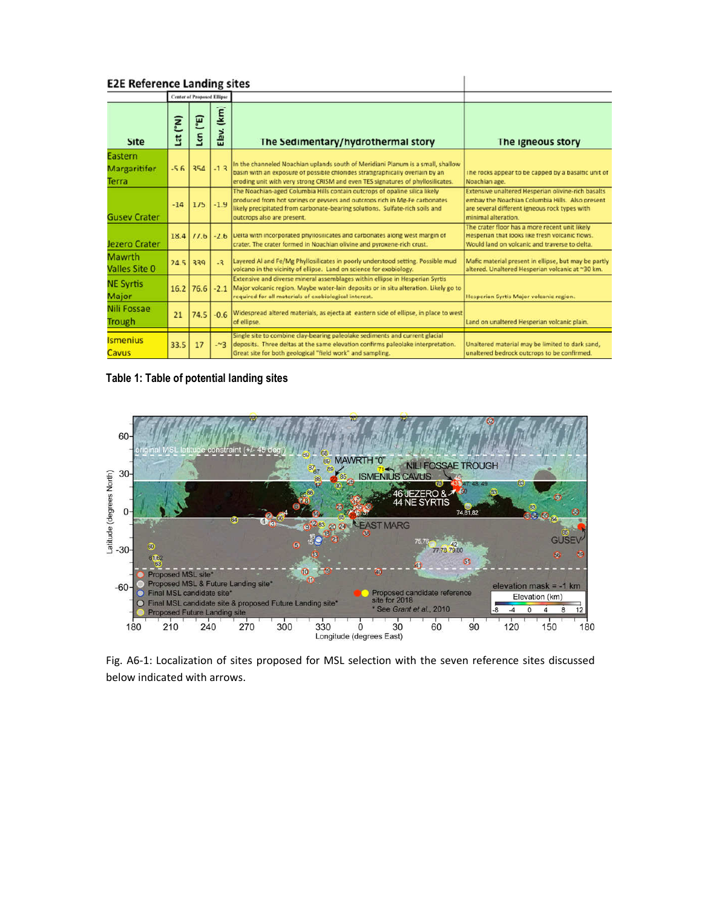## E2E Reference Landing sites

| Site | Lat (°N) | Lon (°E) | Elev. (km) | The Sedimentary/hydrothermal story | The igneous story |
|---|---|---|---|---|---|
| | Center of Proposed Ellipse | | | | |
| Eastern Margaritifer Terra | -5.6 | 354 | -1.3 | In the channeled Noachian uplands south of Meridiani Planum is a small, shallow basin with an exposure of possible chlorides stratigraphically overlain by an eroding unit with very strong CRISM and even TES signatures of phyllosilicates. | The rocks appear to be capped by a basaltic unit of Noachian age. |
| Gusev Crater | -14 | 175 | -1.9 | The Noachian-aged Columbia Hills contain outcrops of opaline silica likely produced from hot springs or geysers and outcrops rich in Mg-Fe carbonates likely precipitated from carbonate-bearing solutions. Sulfate-rich soils and outcrops also are present. | Extensive unaltered Hesperian olivine-rich basalts embay the Noachian Columbia Hills. Also present are several different igneous rock types with minimal alteration. |
| Jezero Crater | 18.4 | 77.6 | -2.6 | Delta with incorporated phyllosilicates and carbonates along west margin of crater. The crater formed in Noachian olivine and pyroxene-rich crust. | The crater floor has a more recent unit likely Hesperian that looks like fresh volcanic flows. Would land on volcanic and traverse to delta. |
| Mawrth Valles Site 0 | 24.5 | 339 | -3 | Layered Al and Fe/Mg Phyllosilicates in poorly understood setting. Possible mud volcano in the vicinity of ellipse. Land on science for exobiology. | Mafic material present in ellipse, but may be partly altered. Unaltered Hesperian volcanic at ~30 km. |
| NE Syrtis Major | 16.2 | 76.6 | -2.1 | Extensive and diverse mineral assemblages within ellipse in Hesperian Syrtis Major volcanic region. Maybe water-lain deposits or in situ alteration. Likely go to required for all materials of exobiological interest. | Hesperian Syrtis Major volcanic region. |
| Nili Fossae Trough | 21 | 74.5 | -0.6 | Widespread altered materials, as ejecta at eastern side of ellipse, in place to west of ellipse. | Land on unaltered Hesperian volcanic plain. |
| Ismenius Cavus | 33.5 | 17 | -~3 | Single site to combine clay-bearing paleolake sediments and current glacial deposits. Three deltas at the same elevation confirms paleolake interpretation. Great site for both geological "field work" and sampling. | Unaltered material may be limited to dark sand, unaltered bedrock outcrops to be confirmed. |

**Table 1: Table of potential landing sites**

Fig. A6-1: Localization of sites proposed for MSL selection with the seven reference sites discussed below indicated with arrows.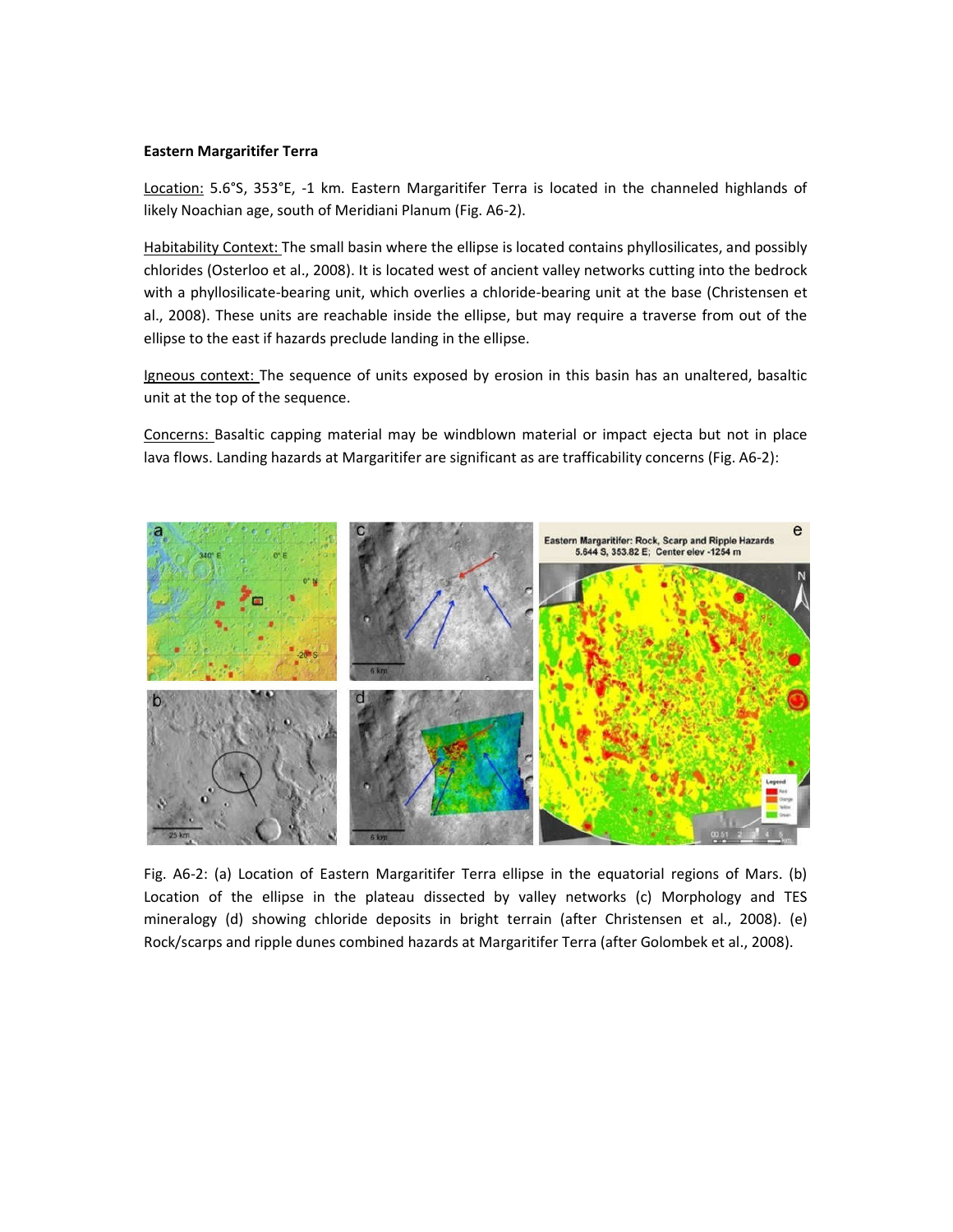**Eastern Margaritifer Terra**

Location: 5.6°S, 353°E, -1 km. Eastern Margaritifer Terra is located in the channeled highlands of likely Noachian age, south of Meridiani Planum (Fig. A6-2).

Habitability Context: The small basin where the ellipse is located contains phyllosilicates, and possibly chlorides (Osterloo et al., 2008). It is located west of ancient valley networks cutting into the bedrock with a phyllosilicate-bearing unit, which overlies a chloride-bearing unit at the base (Christensen et al., 2008). These units are reachable inside the ellipse, but may require a traverse from out of the ellipse to the east if hazards preclude landing in the ellipse.

Igneous context: The sequence of units exposed by erosion in this basin has an unaltered, basaltic unit at the top of the sequence.

Concerns: Basaltic capping material may be windblown material or impact ejecta but not in place lava flows. Landing hazards at Margaritifer are significant as are trafficability concerns (Fig. A6-2):

Fig. A6-2: (a) Location of Eastern Margaritifer Terra ellipse in the equatorial regions of Mars. (b) Location of the ellipse in the plateau dissected by valley networks (c) Morphology and TES mineralogy (d) showing chloride deposits in bright terrain (after Christensen et al., 2008). (e) Rock/scarps and ripple dunes combined hazards at Margaritifer Terra (after Golombek et al., 2008).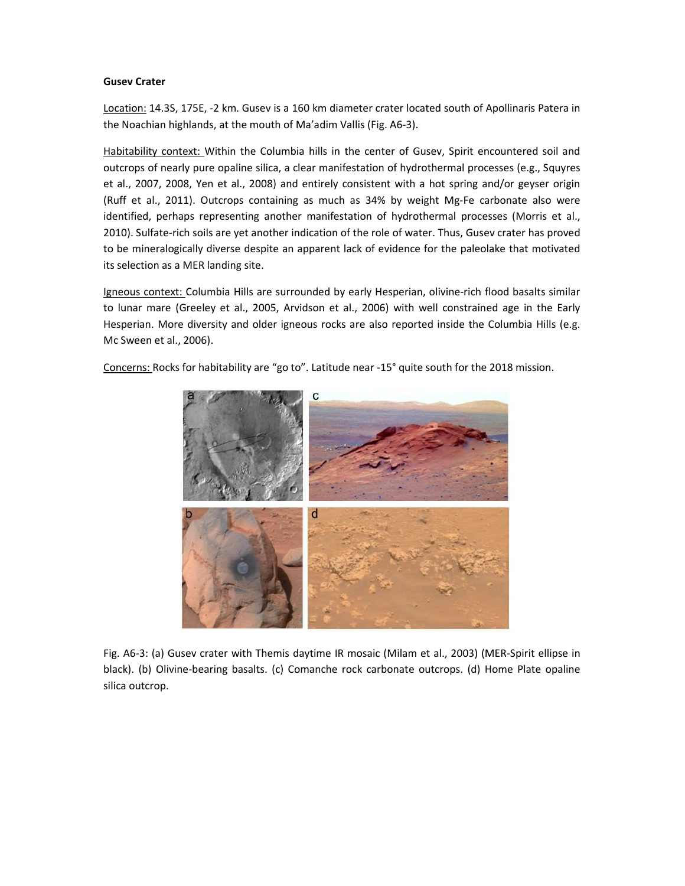**Gusev Crater**

Location: 14.3S, 175E, -2 km. Gusev is a 160 km diameter crater located south of Apollinaris Patera in the Noachian highlands, at the mouth of Ma'adim Vallis (Fig. A6-3).

Habitability context: Within the Columbia hills in the center of Gusev, Spirit encountered soil and outcrops of nearly pure opaline silica, a clear manifestation of hydrothermal processes (e.g., Squyres et al., 2007, 2008, Yen et al., 2008) and entirely consistent with a hot spring and/or geyser origin (Ruff et al., 2011). Outcrops containing as much as 34% by weight Mg-Fe carbonate also were identified, perhaps representing another manifestation of hydrothermal processes (Morris et al., 2010). Sulfate-rich soils are yet another indication of the role of water. Thus, Gusev crater has proved to be mineralogically diverse despite an apparent lack of evidence for the paleolake that motivated its selection as a MER landing site.

Igneous context: Columbia Hills are surrounded by early Hesperian, olivine-rich flood basalts similar to lunar mare (Greeley et al., 2005, Arvidson et al., 2006) with well constrained age in the Early Hesperian. More diversity and older igneous rocks are also reported inside the Columbia Hills (e.g. Mc Sween et al., 2006).

Concerns: Rocks for habitability are "go to". Latitude near -15° quite south for the 2018 mission.

Fig. A6-3: (a) Gusev crater with Themis daytime IR mosaic (Milam et al., 2003) (MER-Spirit ellipse in black). (b) Olivine-bearing basalts. (c) Comanche rock carbonate outcrops. (d) Home Plate opaline silica outcrop.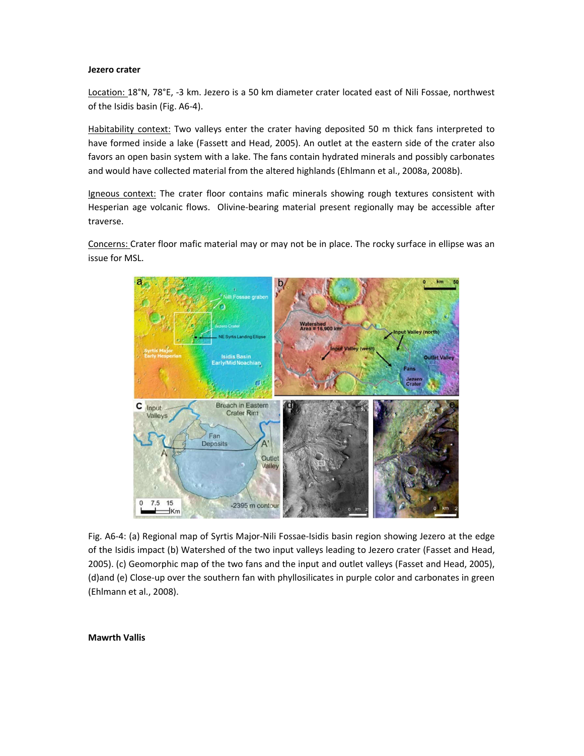**Jezero crater**

Location: 18°N, 78°E, -3 km. Jezero is a 50 km diameter crater located east of Nili Fossae, northwest of the Isidis basin (Fig. A6-4).

Habitability context: Two valleys enter the crater having deposited 50 m thick fans interpreted to have formed inside a lake (Fassett and Head, 2005). An outlet at the eastern side of the crater also favors an open basin system with a lake. The fans contain hydrated minerals and possibly carbonates and would have collected material from the altered highlands (Ehlmann et al., 2008a, 2008b).

Igneous context: The crater floor contains mafic minerals showing rough textures consistent with Hesperian age volcanic flows. Olivine-bearing material present regionally may be accessible after traverse.

Concerns: Crater floor mafic material may or may not be in place. The rocky surface in ellipse was an issue for MSL.

Fig. A6-4: (a) Regional map of Syrtis Major-Nili Fossae-Isidis basin region showing Jezero at the edge of the Isidis impact (b) Watershed of the two input valleys leading to Jezero crater (Fasset and Head, 2005). (c) Geomorphic map of the two fans and the input and outlet valleys (Fasset and Head, 2005), (d)and (e) Close-up over the southern fan with phyllosilicates in purple color and carbonates in green (Ehlmann et al., 2008).

**Mawrth Vallis**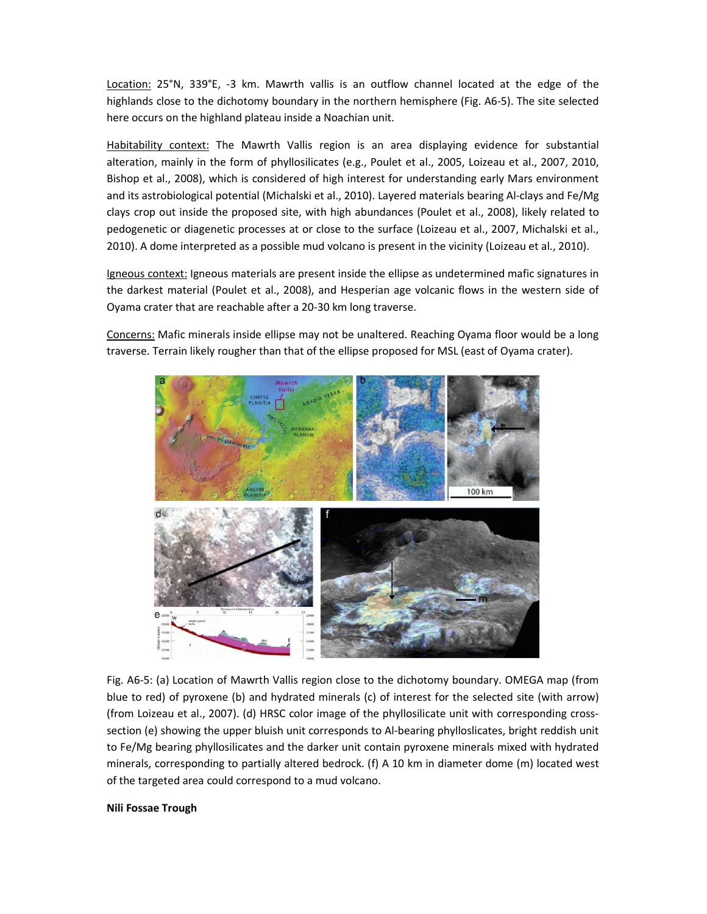Location: 25°N, 339°E, -3 km. Mawrth vallis is an outflow channel located at the edge of the highlands close to the dichotomy boundary in the northern hemisphere (Fig. A6-5). The site selected here occurs on the highland plateau inside a Noachian unit.

Habitability context: The Mawrth Vallis region is an area displaying evidence for substantial alteration, mainly in the form of phyllosilicates (e.g., Poulet et al., 2005, Loizeau et al., 2007, 2010, Bishop et al., 2008), which is considered of high interest for understanding early Mars environment and its astrobiological potential (Michalski et al., 2010). Layered materials bearing Al-clays and Fe/Mg clays crop out inside the proposed site, with high abundances (Poulet et al., 2008), likely related to pedogenetic or diagenetic processes at or close to the surface (Loizeau et al., 2007, Michalski et al., 2010). A dome interpreted as a possible mud volcano is present in the vicinity (Loizeau et al., 2010).

Igneous context: Igneous materials are present inside the ellipse as undetermined mafic signatures in the darkest material (Poulet et al., 2008), and Hesperian age volcanic flows in the western side of Oyama crater that are reachable after a 20-30 km long traverse.

Concerns: Mafic minerals inside ellipse may not be unaltered. Reaching Oyama floor would be a long traverse. Terrain likely rougher than that of the ellipse proposed for MSL (east of Oyama crater).

Fig. A6-5: (a) Location of Mawrth Vallis region close to the dichotomy boundary. OMEGA map (from blue to red) of pyroxene (b) and hydrated minerals (c) of interest for the selected site (with arrow) (from Loizeau et al., 2007). (d) HRSC color image of the phyllosilicate unit with corresponding cross-section (e) showing the upper bluish unit corresponds to Al-bearing phylloslicates, bright reddish unit to Fe/Mg bearing phyllosilicates and the darker unit contain pyroxene minerals mixed with hydrated minerals, corresponding to partially altered bedrock. (f) A 10 km in diameter dome (m) located west of the targeted area could correspond to a mud volcano.

**Nili Fossae Trough**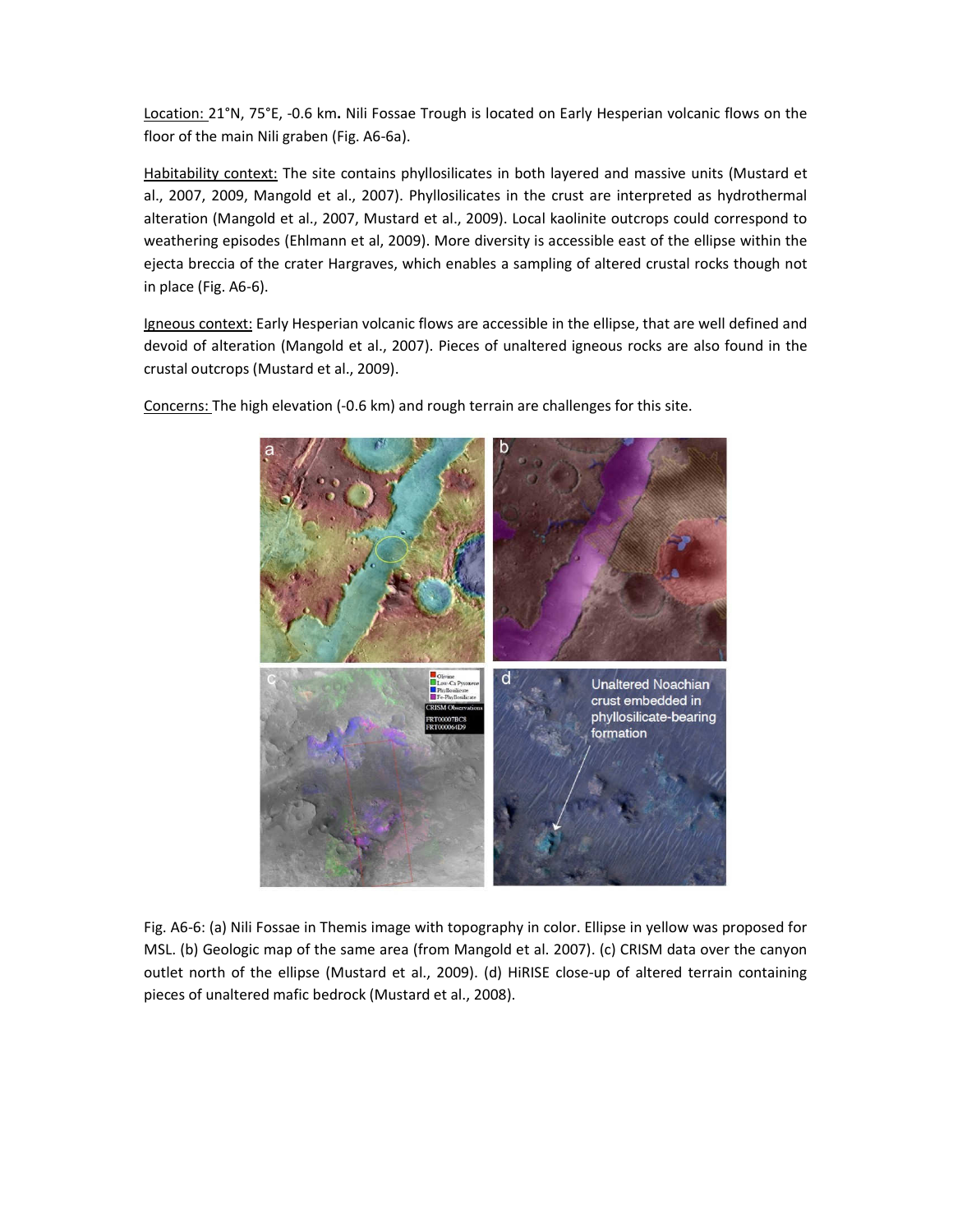Location: 21°N, 75°E, -0.6 km. Nili Fossae Trough is located on Early Hesperian volcanic flows on the floor of the main Nili graben (Fig. A6-6a).

Habitability context: The site contains phyllosilicates in both layered and massive units (Mustard et al., 2007, 2009, Mangold et al., 2007). Phyllosilicates in the crust are interpreted as hydrothermal alteration (Mangold et al., 2007, Mustard et al., 2009). Local kaolinite outcrops could correspond to weathering episodes (Ehlmann et al, 2009). More diversity is accessible east of the ellipse within the ejecta breccia of the crater Hargraves, which enables a sampling of altered crustal rocks though not in place (Fig. A6-6).

Igneous context: Early Hesperian volcanic flows are accessible in the ellipse, that are well defined and devoid of alteration (Mangold et al., 2007). Pieces of unaltered igneous rocks are also found in the crustal outcrops (Mustard et al., 2009).

Concerns: The high elevation (-0.6 km) and rough terrain are challenges for this site.

Fig. A6-6: (a) Nili Fossae in Themis image with topography in color. Ellipse in yellow was proposed for MSL. (b) Geologic map of the same area (from Mangold et al. 2007). (c) CRISM data over the canyon outlet north of the ellipse (Mustard et al., 2009). (d) HiRISE close-up of altered terrain containing pieces of unaltered mafic bedrock (Mustard et al., 2008).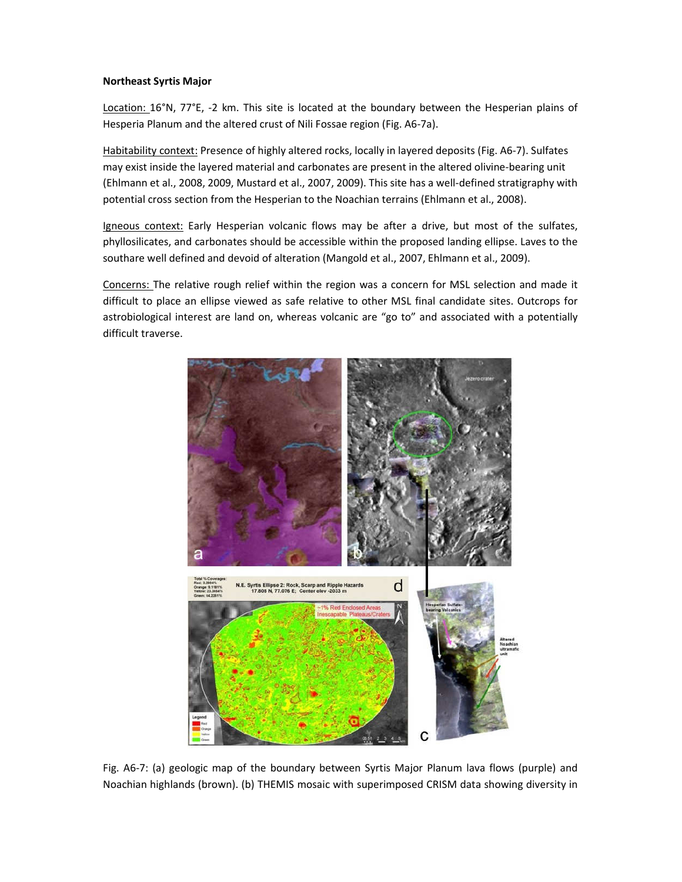**Northeast Syrtis Major**

Location: 16°N, 77°E, -2 km. This site is located at the boundary between the Hesperian plains of Hesperia Planum and the altered crust of Nili Fossae region (Fig. A6-7a).

Habitability context: Presence of highly altered rocks, locally in layered deposits (Fig. A6-7). Sulfates may exist inside the layered material and carbonates are present in the altered olivine-bearing unit (Ehlmann et al., 2008, 2009, Mustard et al., 2007, 2009). This site has a well-defined stratigraphy with potential cross section from the Hesperian to the Noachian terrains (Ehlmann et al., 2008).

Igneous context: Early Hesperian volcanic flows may be after a drive, but most of the sulfates, phyllosilicates, and carbonates should be accessible within the proposed landing ellipse. Laves to the southare well defined and devoid of alteration (Mangold et al., 2007, Ehlmann et al., 2009).

Concerns: The relative rough relief within the region was a concern for MSL selection and made it difficult to place an ellipse viewed as safe relative to other MSL final candidate sites. Outcrops for astrobiological interest are land on, whereas volcanic are "go to" and associated with a potentially difficult traverse.

Fig. A6-7: (a) geologic map of the boundary between Syrtis Major Planum lava flows (purple) and Noachian highlands (brown). (b) THEMIS mosaic with superimposed CRISM data showing diversity in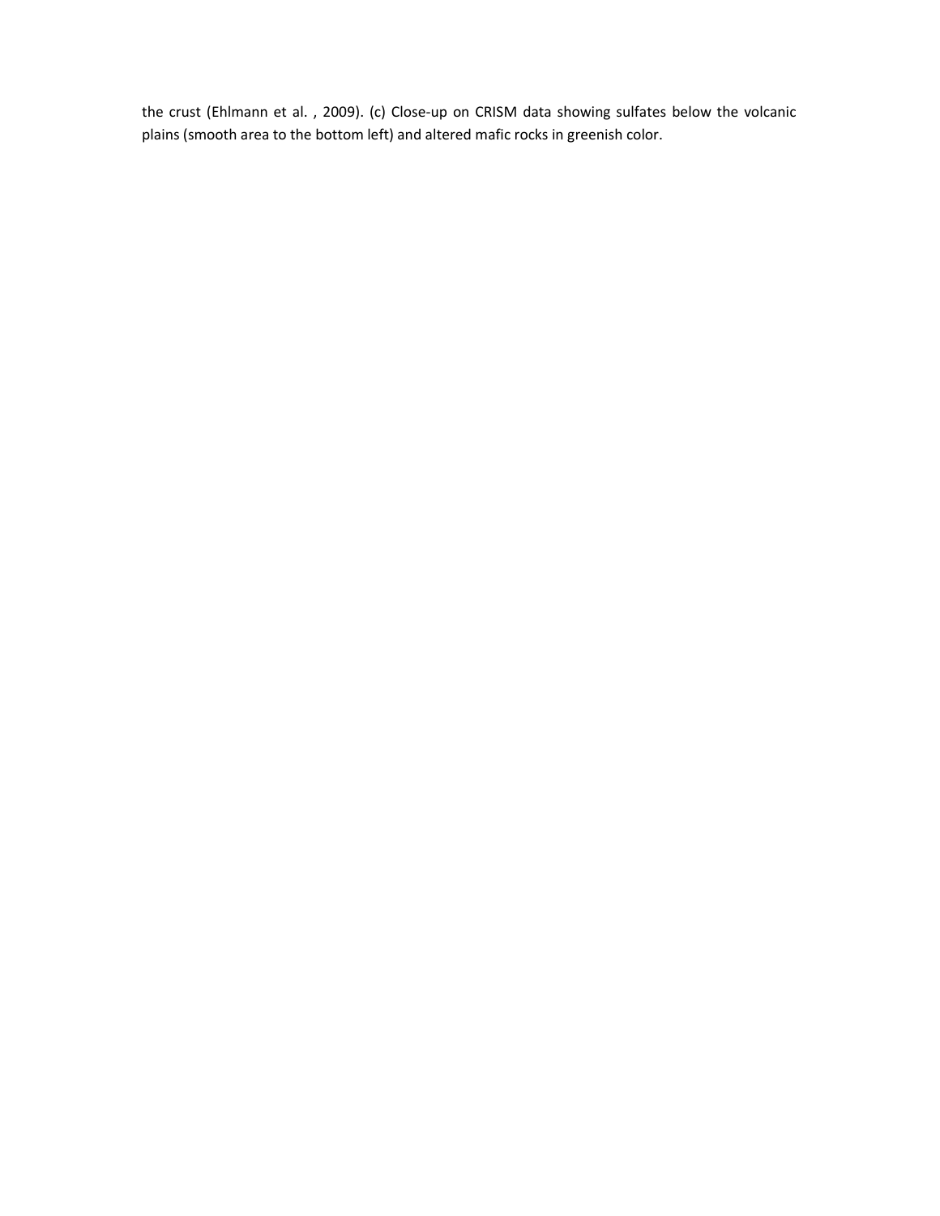the crust (Ehlmann et al. , 2009). (c) Close-up on CRISM data showing sulfates below the volcanic plains (smooth area to the bottom left) and altered mafic rocks in greenish color.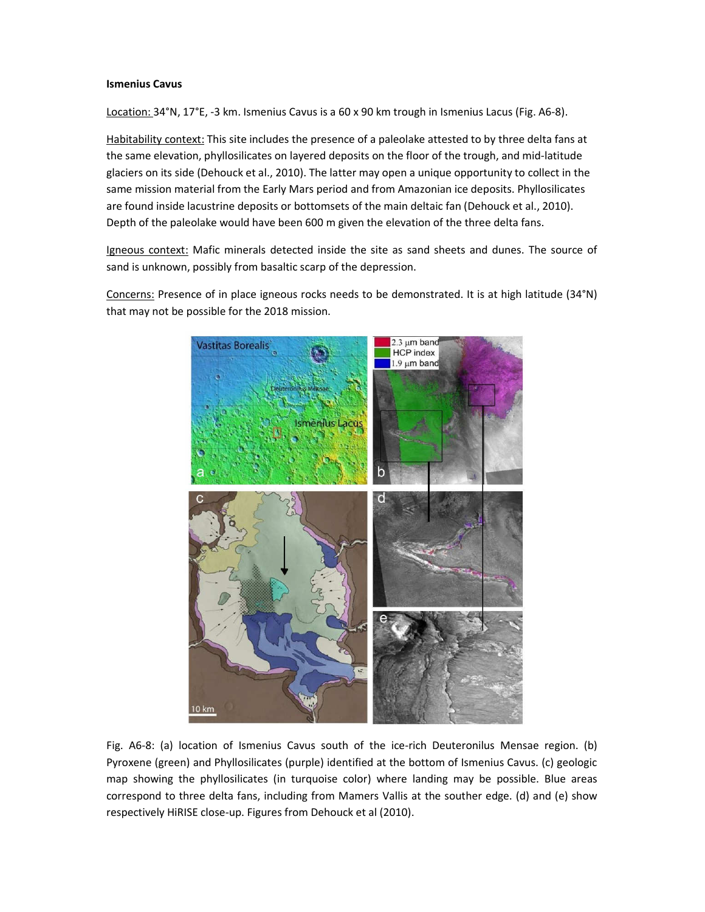**Ismenius Cavus**

Location: 34°N, 17°E, -3 km. Ismenius Cavus is a 60 x 90 km trough in Ismenius Lacus (Fig. A6-8).

Habitability context: This site includes the presence of a paleolake attested to by three delta fans at the same elevation, phyllosilicates on layered deposits on the floor of the trough, and mid-latitude glaciers on its side (Dehouck et al., 2010). The latter may open a unique opportunity to collect in the same mission material from the Early Mars period and from Amazonian ice deposits. Phyllosilicates are found inside lacustrine deposits or bottomsets of the main deltaic fan (Dehouck et al., 2010). Depth of the paleolake would have been 600 m given the elevation of the three delta fans.

Igneous context: Mafic minerals detected inside the site as sand sheets and dunes. The source of sand is unknown, possibly from basaltic scarp of the depression.

Concerns: Presence of in place igneous rocks needs to be demonstrated. It is at high latitude (34°N) that may not be possible for the 2018 mission.

Fig. A6-8: (a) location of Ismenius Cavus south of the ice-rich Deuteronilus Mensae region. (b) Pyroxene (green) and Phyllosilicates (purple) identified at the bottom of Ismenius Cavus. (c) geologic map showing the phyllosilicates (in turquoise color) where landing may be possible. Blue areas correspond to three delta fans, including from Mamers Vallis at the souther edge. (d) and (e) show respectively HiRISE close-up. Figures from Dehouck et al (2010).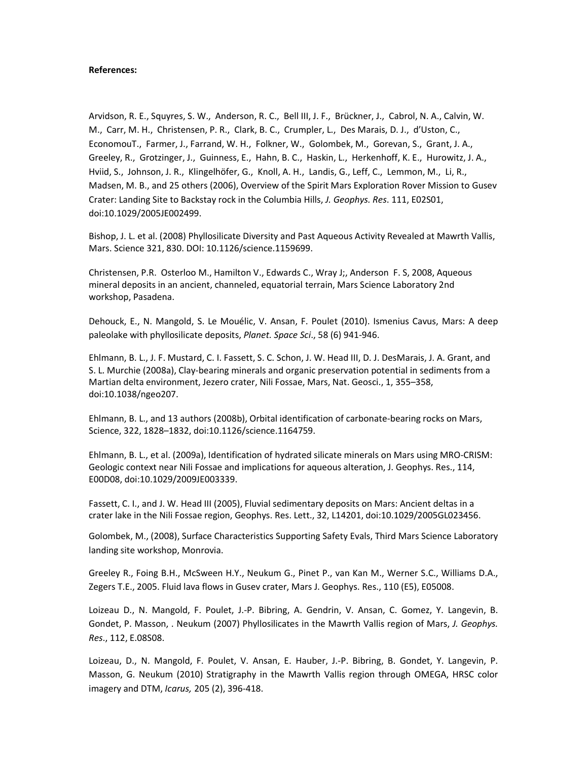**References:**

Arvidson, R. E., Squyres, S. W., Anderson, R. C., Bell III, J. F., Brückner, J., Cabrol, N. A., Calvin, W. M., Carr, M. H., Christensen, P. R., Clark, B. C., Crumpler, L., Des Marais, D. J., d'Uston, C., EconomouT., Farmer, J., Farrand, W. H., Folkner, W., Golombek, M., Gorevan, S., Grant, J. A., Greeley, R., Grotzinger, J., Guinness, E., Hahn, B. C., Haskin, L., Herkenhoff, K. E., Hurowitz, J. A., Hviid, S., Johnson, J. R., Klingelhöfer, G., Knoll, A. H., Landis, G., Leff, C., Lemmon, M., Li, R., Madsen, M. B., and 25 others (2006), Overview of the Spirit Mars Exploration Rover Mission to Gusev Crater: Landing Site to Backstay rock in the Columbia Hills, *J. Geophys. Res*. 111, E02S01, doi:10.1029/2005JE002499.

Bishop, J. L. et al. (2008) Phyllosilicate Diversity and Past Aqueous Activity Revealed at Mawrth Vallis, Mars. Science 321, 830. DOI: 10.1126/science.1159699.

Christensen, P.R. Osterloo M., Hamilton V., Edwards C., Wray J;, Anderson F. S, 2008, Aqueous mineral deposits in an ancient, channeled, equatorial terrain, Mars Science Laboratory 2nd workshop, Pasadena.

Dehouck, E., N. Mangold, S. Le Mouélic, V. Ansan, F. Poulet (2010). Ismenius Cavus, Mars: A deep paleolake with phyllosilicate deposits, *Planet. Space Sci*., 58 (6) 941-946.

Ehlmann, B. L., J. F. Mustard, C. I. Fassett, S. C. Schon, J. W. Head III, D. J. DesMarais, J. A. Grant, and S. L. Murchie (2008a), Clay-bearing minerals and organic preservation potential in sediments from a Martian delta environment, Jezero crater, Nili Fossae, Mars, Nat. Geosci., 1, 355–358, doi:10.1038/ngeo207.

Ehlmann, B. L., and 13 authors (2008b), Orbital identification of carbonate-bearing rocks on Mars, Science, 322, 1828–1832, doi:10.1126/science.1164759.

Ehlmann, B. L., et al. (2009a), Identification of hydrated silicate minerals on Mars using MRO-CRISM: Geologic context near Nili Fossae and implications for aqueous alteration, J. Geophys. Res., 114, E00D08, doi:10.1029/2009JE003339.

Fassett, C. I., and J. W. Head III (2005), Fluvial sedimentary deposits on Mars: Ancient deltas in a crater lake in the Nili Fossae region, Geophys. Res. Lett., 32, L14201, doi:10.1029/2005GL023456.

Golombek, M., (2008), Surface Characteristics Supporting Safety Evals, Third Mars Science Laboratory landing site workshop, Monrovia.

Greeley R., Foing B.H., McSween H.Y., Neukum G., Pinet P., van Kan M., Werner S.C., Williams D.A., Zegers T.E., 2005. Fluid lava flows in Gusev crater, Mars J. Geophys. Res., 110 (E5), E05008.

Loizeau D., N. Mangold, F. Poulet, J.-P. Bibring, A. Gendrin, V. Ansan, C. Gomez, Y. Langevin, B. Gondet, P. Masson, . Neukum (2007) Phyllosilicates in the Mawrth Vallis region of Mars, *J. Geophys. Res*., 112, E.08S08.

Loizeau, D., N. Mangold, F. Poulet, V. Ansan, E. Hauber, J.-P. Bibring, B. Gondet, Y. Langevin, P. Masson, G. Neukum (2010) Stratigraphy in the Mawrth Vallis region through OMEGA, HRSC color imagery and DTM, *Icarus,* 205 (2), 396-418.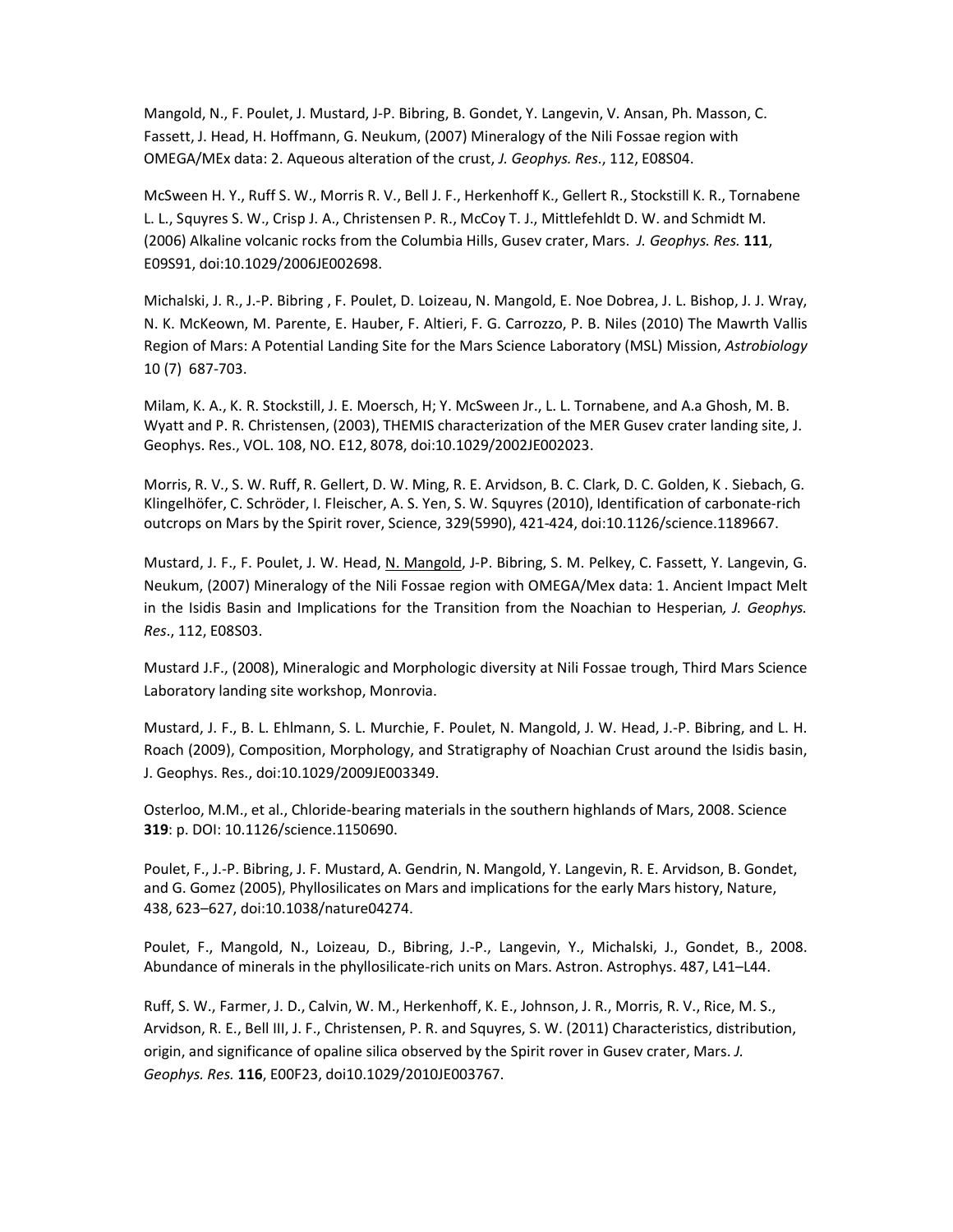Mangold, N., F. Poulet, J. Mustard, J-P. Bibring, B. Gondet, Y. Langevin, V. Ansan, Ph. Masson, C. Fassett, J. Head, H. Hoffmann, G. Neukum, (2007) Mineralogy of the Nili Fossae region with OMEGA/MEx data: 2. Aqueous alteration of the crust, *J. Geophys. Res*., 112, E08S04.

McSween H. Y., Ruff S. W., Morris R. V., Bell J. F., Herkenhoff K., Gellert R., Stockstill K. R., Tornabene L. L., Squyres S. W., Crisp J. A., Christensen P. R., McCoy T. J., Mittlefehldt D. W. and Schmidt M. (2006) Alkaline volcanic rocks from the Columbia Hills, Gusev crater, Mars. *J. Geophys. Res.* **111**, E09S91, doi:10.1029/2006JE002698.

Michalski, J. R., J.-P. Bibring , F. Poulet, D. Loizeau, N. Mangold, E. Noe Dobrea, J. L. Bishop, J. J. Wray, N. K. McKeown, M. Parente, E. Hauber, F. Altieri, F. G. Carrozzo, P. B. Niles (2010) The Mawrth Vallis Region of Mars: A Potential Landing Site for the Mars Science Laboratory (MSL) Mission, *Astrobiology* 10 (7) 687-703.

Milam, K. A., K. R. Stockstill, J. E. Moersch, H; Y. McSween Jr., L. L. Tornabene, and A.a Ghosh, M. B. Wyatt and P. R. Christensen, (2003), THEMIS characterization of the MER Gusev crater landing site, J. Geophys. Res., VOL. 108, NO. E12, 8078, doi:10.1029/2002JE002023.

Morris, R. V., S. W. Ruff, R. Gellert, D. W. Ming, R. E. Arvidson, B. C. Clark, D. C. Golden, K . Siebach, G. Klingelhöfer, C. Schröder, I. Fleischer, A. S. Yen, S. W. Squyres (2010), Identification of carbonate-rich outcrops on Mars by the Spirit rover, Science, 329(5990), 421-424, doi:10.1126/science.1189667.

Mustard, J. F., F. Poulet, J. W. Head, N. Mangold, J-P. Bibring, S. M. Pelkey, C. Fassett, Y. Langevin, G. Neukum, (2007) Mineralogy of the Nili Fossae region with OMEGA/Mex data: 1. Ancient Impact Melt in the Isidis Basin and Implications for the Transition from the Noachian to Hesperian*, J. Geophys. Res*., 112, E08S03.

Mustard J.F., (2008), Mineralogic and Morphologic diversity at Nili Fossae trough, Third Mars Science Laboratory landing site workshop, Monrovia.

Mustard, J. F., B. L. Ehlmann, S. L. Murchie, F. Poulet, N. Mangold, J. W. Head, J.-P. Bibring, and L. H. Roach (2009), Composition, Morphology, and Stratigraphy of Noachian Crust around the Isidis basin, J. Geophys. Res., doi:10.1029/2009JE003349.

Osterloo, M.M., et al., Chloride-bearing materials in the southern highlands of Mars, 2008. Science **319**: p. DOI: 10.1126/science.1150690.

Poulet, F., J.-P. Bibring, J. F. Mustard, A. Gendrin, N. Mangold, Y. Langevin, R. E. Arvidson, B. Gondet, and G. Gomez (2005), Phyllosilicates on Mars and implications for the early Mars history, Nature, 438, 623–627, doi:10.1038/nature04274.

Poulet, F., Mangold, N., Loizeau, D., Bibring, J.-P., Langevin, Y., Michalski, J., Gondet, B., 2008. Abundance of minerals in the phyllosilicate-rich units on Mars. Astron. Astrophys. 487, L41–L44.

Ruff, S. W., Farmer, J. D., Calvin, W. M., Herkenhoff, K. E., Johnson, J. R., Morris, R. V., Rice, M. S., Arvidson, R. E., Bell III, J. F., Christensen, P. R. and Squyres, S. W. (2011) Characteristics, distribution, origin, and significance of opaline silica observed by the Spirit rover in Gusev crater, Mars. *J. Geophys. Res.* **116**, E00F23, doi10.1029/2010JE003767.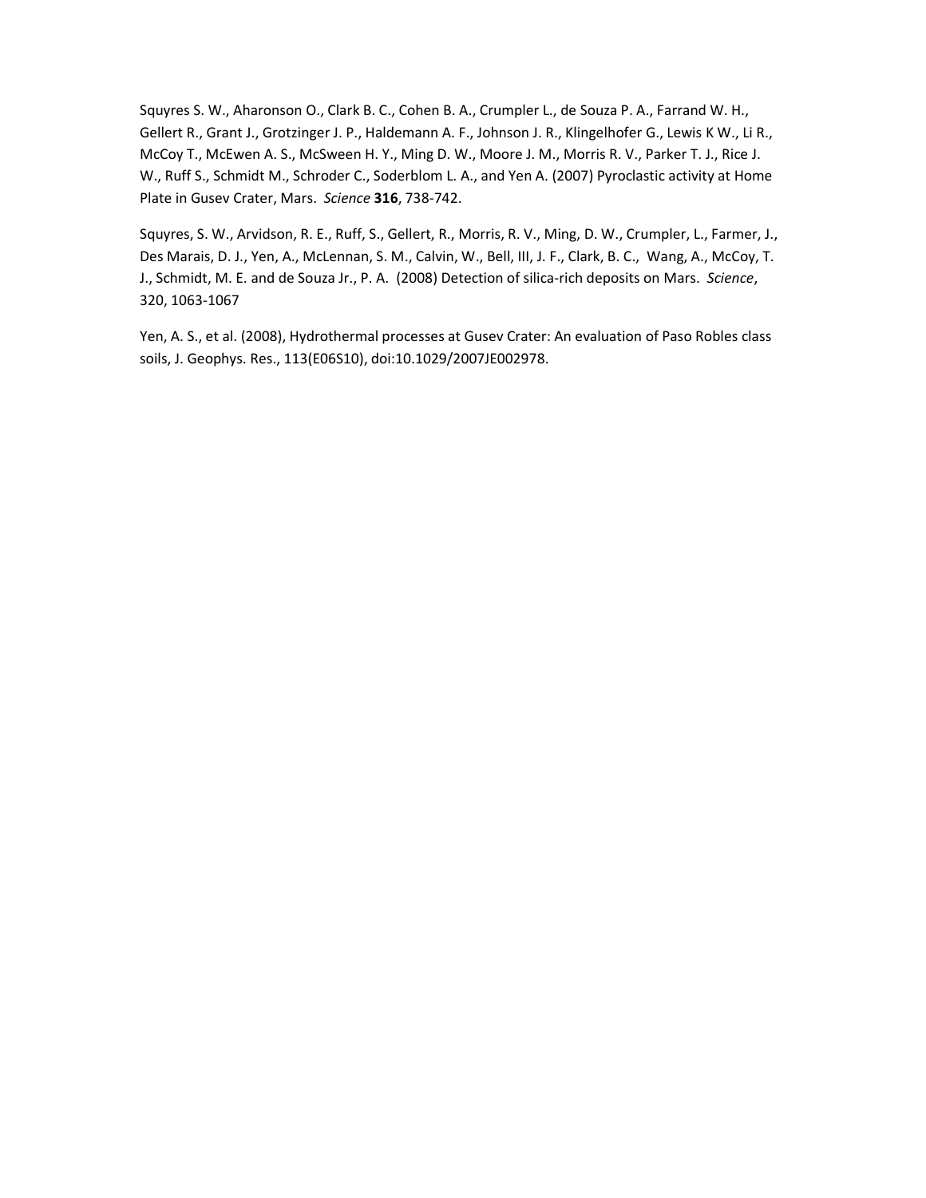Squyres S. W., Aharonson O., Clark B. C., Cohen B. A., Crumpler L., de Souza P. A., Farrand W. H., Gellert R., Grant J., Grotzinger J. P., Haldemann A. F., Johnson J. R., Klingelhofer G., Lewis K W., Li R., McCoy T., McEwen A. S., McSween H. Y., Ming D. W., Moore J. M., Morris R. V., Parker T. J., Rice J. W., Ruff S., Schmidt M., Schroder C., Soderblom L. A., and Yen A. (2007) Pyroclastic activity at Home Plate in Gusev Crater, Mars. *Science* **316**, 738-742.

Squyres, S. W., Arvidson, R. E., Ruff, S., Gellert, R., Morris, R. V., Ming, D. W., Crumpler, L., Farmer, J., Des Marais, D. J., Yen, A., McLennan, S. M., Calvin, W., Bell, III, J. F., Clark, B. C., Wang, A., McCoy, T. J., Schmidt, M. E. and de Souza Jr., P. A. (2008) Detection of silica-rich deposits on Mars. *Science*, 320, 1063-1067

Yen, A. S., et al. (2008), Hydrothermal processes at Gusev Crater: An evaluation of Paso Robles class soils, J. Geophys. Res., 113(E06S10), doi:10.1029/2007JE002978.